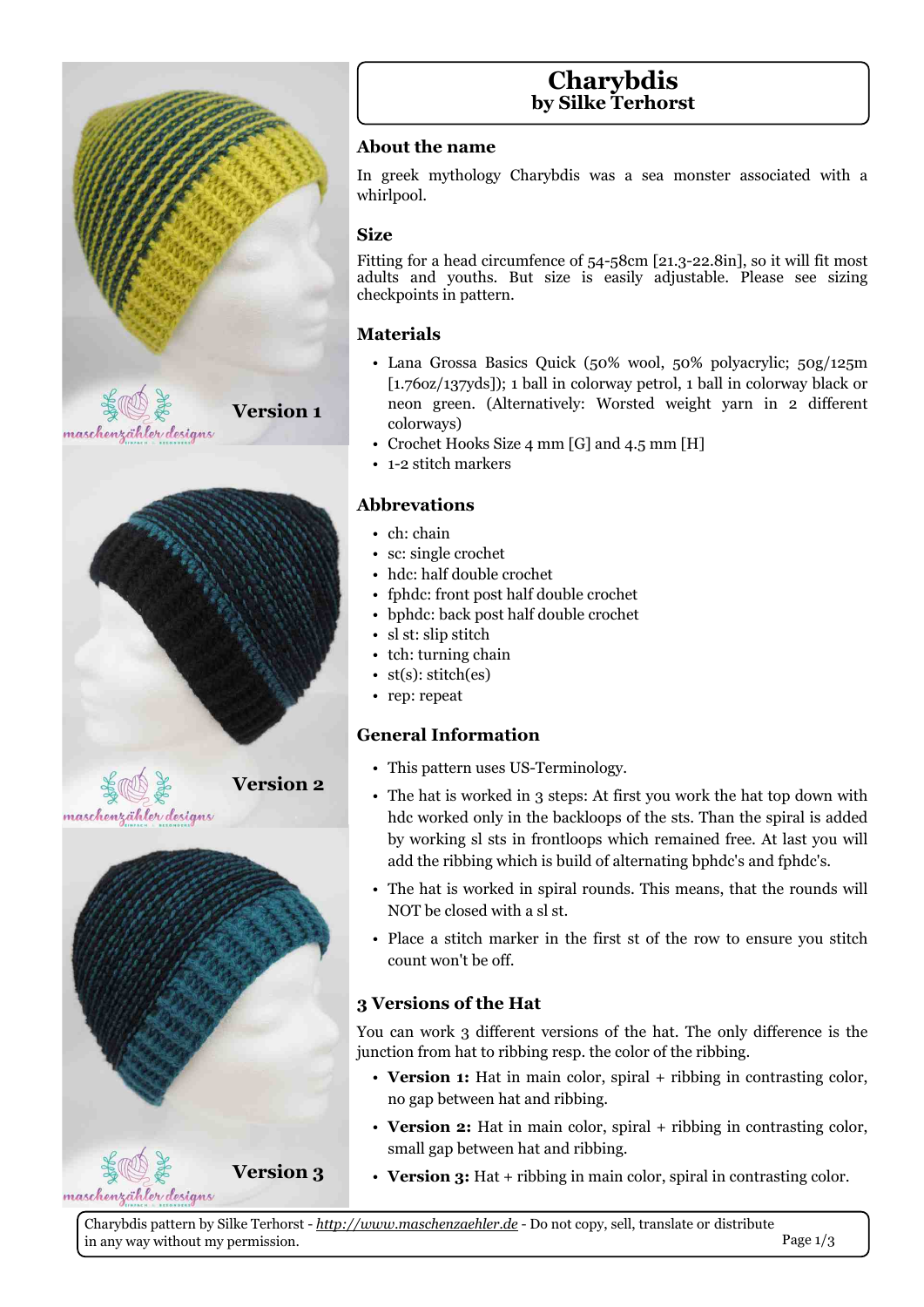# Charybdis
## by Silke Terhorst

Version 1

Version 2

Version 3

### About the name

In greek mythology Charybdis was a sea monster associated with a whirlpool.

### Size

Fitting for a head circumfence of 54-58cm [21.3-22.8in], so it will fit most adults and youths. But size is easily adjustable. Please see sizing checkpoints in pattern.

### Materials

- Lana Grossa Basics Quick (50% wool, 50% polyacrylic; 50g/125m [1.76oz/137yds]); 1 ball in colorway petrol, 1 ball in colorway black or neon green. (Alternatively: Worsted weight yarn in 2 different colorways)
- Crochet Hooks Size 4 mm [G] and 4.5 mm [H]
- 1-2 stitch markers

### Abbrevations

- ch: chain
- sc: single crochet
- hdc: half double crochet
- fphdc: front post half double crochet
- bphdc: back post half double crochet
- sl st: slip stitch
- tch: turning chain
- st(s): stitch(es)
- rep: repeat

### General Information

- This pattern uses US-Terminology.
- The hat is worked in 3 steps: At first you work the hat top down with hdc worked only in the backloops of the sts. Than the spiral is added by working sl sts in frontloops which remained free. At last you will add the ribbing which is build of alternating bphdc's and fphdc's.
- The hat is worked in spiral rounds. This means, that the rounds will NOT be closed with a sl st.
- Place a stitch marker in the first st of the row to ensure you stitch count won't be off.

### 3 Versions of the Hat

You can work 3 different versions of the hat. The only difference is the junction from hat to ribbing resp. the color of the ribbing.

- **Version 1:** Hat in main color, spiral + ribbing in contrasting color, no gap between hat and ribbing.
- **Version 2:** Hat in main color, spiral + ribbing in contrasting color, small gap between hat and ribbing.
- **Version 3:** Hat + ribbing in main color, spiral in contrasting color.

Charybdis pattern by Silke Terhorst - *http://www.maschenzaehler.de* - Do not copy, sell, translate or distribute in any way without my permission.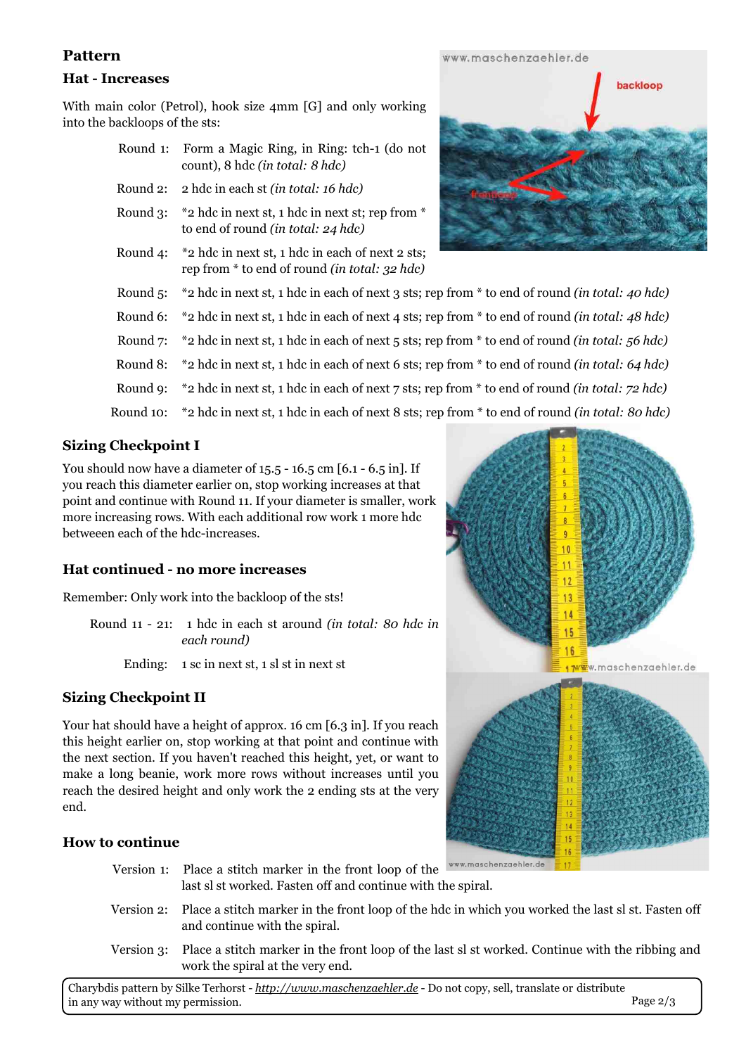## Pattern

### Hat - Increases

With main color (Petrol), hook size 4mm [G] and only working into the backloops of the sts:

- Round 1: Form a Magic Ring, in Ring: tch-1 (do not count), 8 hdc *(in total: 8 hdc)*
- Round 2: 2 hdc in each st *(in total: 16 hdc)*
- Round 3: *2 hdc in next st, 1 hdc in next st; rep from * to end of round *(in total: 24 hdc)*
- Round 4: *2 hdc in next st, 1 hdc in each of next 2 sts; rep from * to end of round *(in total: 32 hdc)*
- Round 5: *2 hdc in next st, 1 hdc in each of next 3 sts; rep from * to end of round *(in total: 40 hdc)*
- Round 6: *2 hdc in next st, 1 hdc in each of next 4 sts; rep from * to end of round *(in total: 48 hdc)*
- Round 7: *2 hdc in next st, 1 hdc in each of next 5 sts; rep from * to end of round *(in total: 56 hdc)*
- Round 8: *2 hdc in next st, 1 hdc in each of next 6 sts; rep from * to end of round *(in total: 64 hdc)*
- Round 9: *2 hdc in next st, 1 hdc in each of next 7 sts; rep from * to end of round *(in total: 72 hdc)*
- Round 10: *2 hdc in next st, 1 hdc in each of next 8 sts; rep from * to end of round *(in total: 80 hdc)*

### Sizing Checkpoint I

You should now have a diameter of 15.5 - 16.5 cm [6.1 - 6.5 in]. If you reach this diameter earlier on, stop working increases at that point and continue with Round 11. If your diameter is smaller, work more increasing rows. With each additional row work 1 more hdc betweeen each of the hdc-increases.

### Hat continued - no more increases

Remember: Only work into the backloop of the sts!

- Round 11 - 21: 1 hdc in each st around *(in total: 80 hdc in each round)*
- Ending: 1 sc in next st, 1 sl st in next st

### Sizing Checkpoint II

Your hat should have a height of approx. 16 cm [6.3 in]. If you reach this height earlier on, stop working at that point and continue with the next section. If you haven't reached this height, yet, or want to make a long beanie, work more rows without increases until you reach the desired height and only work the 2 ending sts at the very end.

### How to continue

- Version 1: Place a stitch marker in the front loop of the last sl st worked. Fasten off and continue with the spiral.
- Version 2: Place a stitch marker in the front loop of the hdc in which you worked the last sl st. Fasten off and continue with the spiral.
- Version 3: Place a stitch marker in the front loop of the last sl st worked. Continue with the ribbing and work the spiral at the very end.

Charybdis pattern by Silke Terhorst - *http://www.maschenzaehler.de* - Do not copy, sell, translate or distribute in any way without my permission.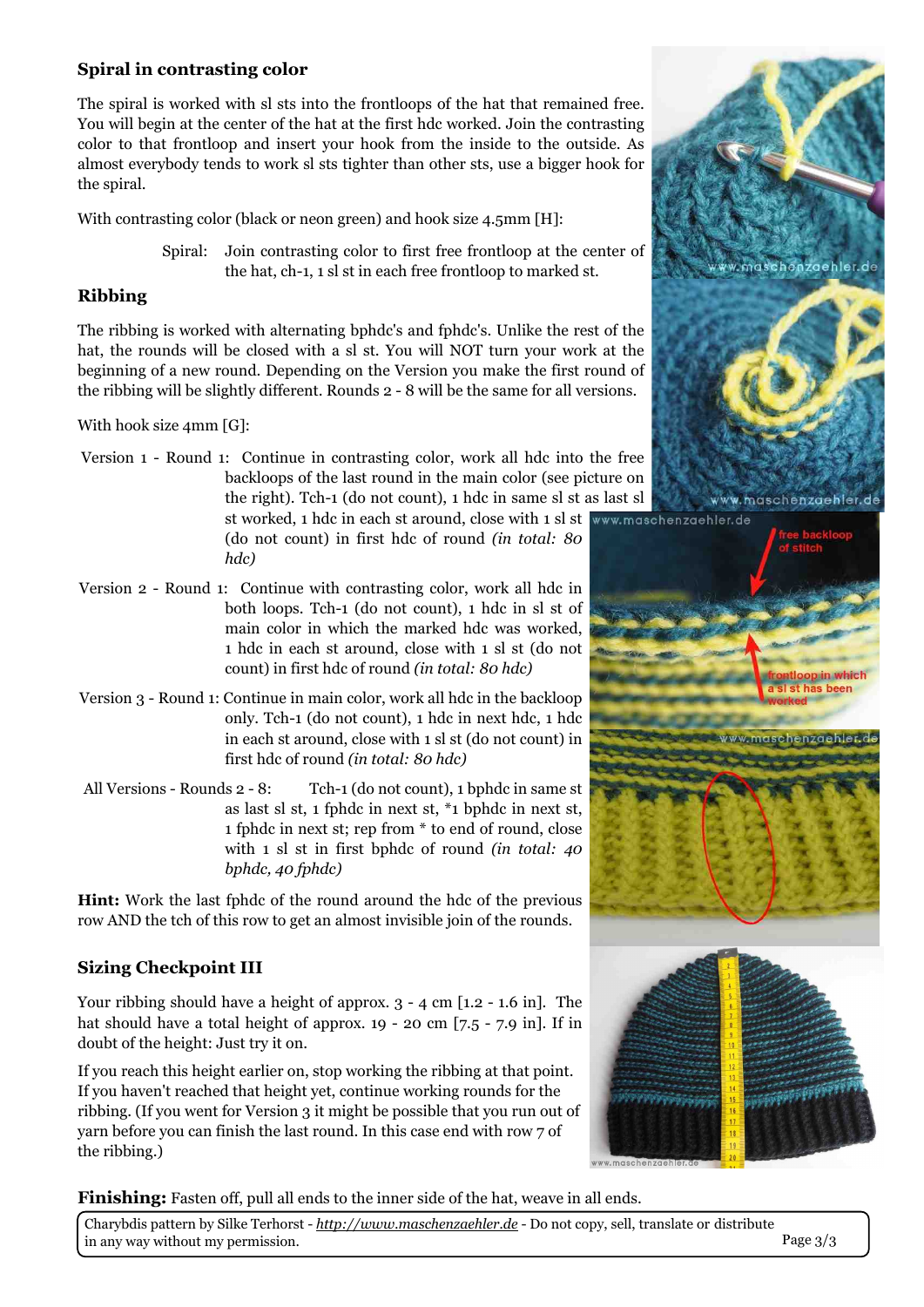## Spiral in contrasting color

The spiral is worked with sl sts into the frontloops of the hat that remained free. You will begin at the center of the hat at the first hdc worked. Join the contrasting color to that frontloop and insert your hook from the inside to the outside. As almost everybody tends to work sl sts tighter than other sts, use a bigger hook for the spiral.

With contrasting color (black or neon green) and hook size 4.5mm [H]:

Spiral: Join contrasting color to first free frontloop at the center of the hat, ch-1, 1 sl st in each free frontloop to marked st.

## Ribbing

The ribbing is worked with alternating bphdc's and fphdc's. Unlike the rest of the hat, the rounds will be closed with a sl st. You will NOT turn your work at the beginning of a new round. Depending on the Version you make the first round of the ribbing will be slightly different. Rounds 2 - 8 will be the same for all versions.

With hook size 4mm [G]:

Version 1 - Round 1: Continue in contrasting color, work all hdc into the free backloops of the last round in the main color (see picture on the right). Tch-1 (do not count), 1 hdc in same sl st as last sl st worked, 1 hdc in each st around, close with 1 sl st (do not count) in first hdc of round *(in total: 80 hdc)*

Version 2 - Round 1: Continue with contrasting color, work all hdc in both loops. Tch-1 (do not count), 1 hdc in sl st of main color in which the marked hdc was worked, 1 hdc in each st around, close with 1 sl st (do not count) in first hdc of round *(in total: 80 hdc)*

Version 3 - Round 1: Continue in main color, work all hdc in the backloop only. Tch-1 (do not count), 1 hdc in next hdc, 1 hdc in each st around, close with 1 sl st (do not count) in first hdc of round *(in total: 80 hdc)*

All Versions - Rounds 2 - 8: Tch-1 (do not count), 1 bphdc in same st as last sl st, 1 fphdc in next st, *1 bphdc in next st, 1 fphdc in next st; rep from * to end of round, close with 1 sl st in first bphdc of round *(in total: 40 bphdc, 40 fphdc)*

**Hint:** Work the last fphdc of the round around the hdc of the previous row AND the tch of this row to get an almost invisible join of the rounds.

free backloop of stitch

frontloop in which a sl st has been worked

## Sizing Checkpoint III

Your ribbing should have a height of approx. 3 - 4 cm [1.2 - 1.6 in]. The hat should have a total height of approx. 19 - 20 cm [7.5 - 7.9 in]. If in doubt of the height: Just try it on.

If you reach this height earlier on, stop working the ribbing at that point. If you haven't reached that height yet, continue working rounds for the ribbing. (If you went for Version 3 it might be possible that you run out of yarn before you can finish the last round. In this case end with row 7 of the ribbing.)

**Finishing:** Fasten off, pull all ends to the inner side of the hat, weave in all ends.

Charybdis pattern by Silke Terhorst - *http://www.maschenzaehler.de* - Do not copy, sell, translate or distribute in any way without my permission.